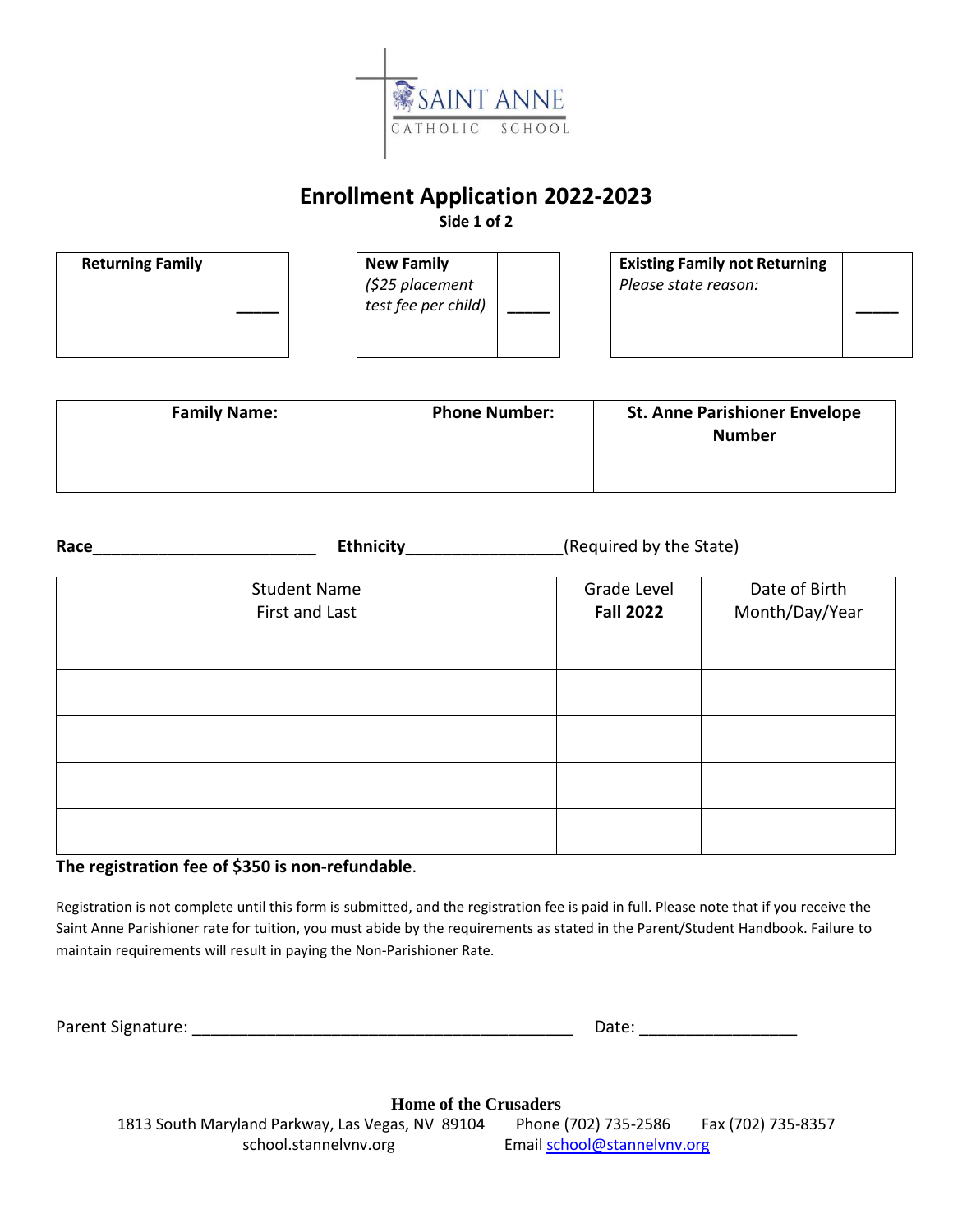SAINT ANNE
CATHOLIC SCHOOL

# Enrollment Application 2022-2023

**Side 1 of 2**

| **Returning Family** | _____ |
|---|---|

| **New Family** *($25 placement test fee per child)* | _____ |
|---|---|

| **Existing Family not Returning** *Please state reason:* | _____ |
|---|---|

| **Family Name:** | **Phone Number:** | **St. Anne Parishioner Envelope Number** |
|---|---|---|
| | | |

**Race**________________________ **Ethnicity**_________________(Required by the State)

| Student Name First and Last | Grade Level **Fall 2022** | Date of Birth Month/Day/Year |
|---|---|---|
| | | |
| | | |
| | | |
| | | |
| | | |

**The registration fee of $350 is non-refundable**.

Registration is not complete until this form is submitted, and the registration fee is paid in full. Please note that if you receive the Saint Anne Parishioner rate for tuition, you must abide by the requirements as stated in the Parent/Student Handbook. Failure to maintain requirements will result in paying the Non-Parishioner Rate.

Parent Signature: ________________________________________ Date: _________________

**Home of the Crusaders**

1813 South Maryland Parkway, Las Vegas, NV 89104 Phone (702) 735-2586 Fax (702) 735-8357

school.stannelvnv.org Email school@stannelvnv.org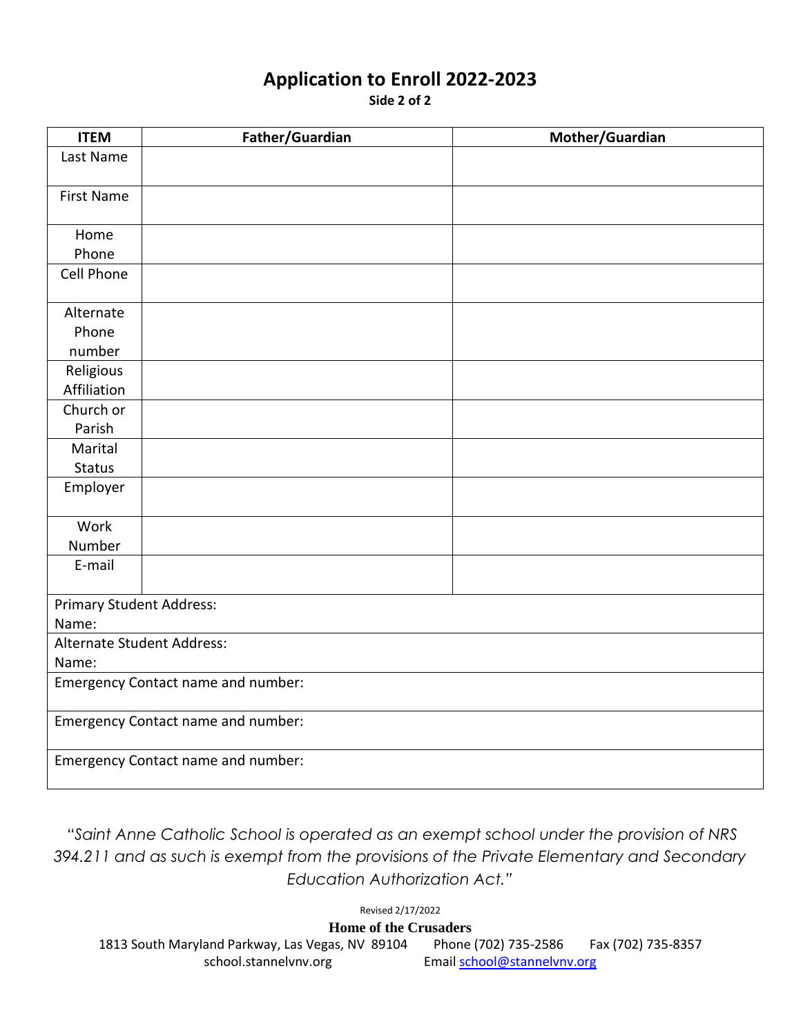# Application to Enroll 2022-2023

**Side 2 of 2**

| ITEM | Father/Guardian | Mother/Guardian |
|---|---|---|
| Last Name | | |
| First Name | | |
| Home Phone | | |
| Cell Phone | | |
| Alternate Phone number | | |
| Religious Affiliation | | |
| Church or Parish | | |
| Marital Status | | |
| Employer | | |
| Work Number | | |
| E-mail | | |
| Primary Student Address: Name: | | |
| Alternate Student Address: Name: | | |
| Emergency Contact name and number: | | |
| Emergency Contact name and number: | | |
| Emergency Contact name and number: | | |

*"Saint Anne Catholic School is operated as an exempt school under the provision of NRS 394.211 and as such is exempt from the provisions of the Private Elementary and Secondary Education Authorization Act."*

Revised 2/17/2022

**Home of the Crusaders**

1813 South Maryland Parkway, Las Vegas, NV 89104 Phone (702) 735-2586 Fax (702) 735-8357

school.stannelvnv.org Email school@stannelvnv.org